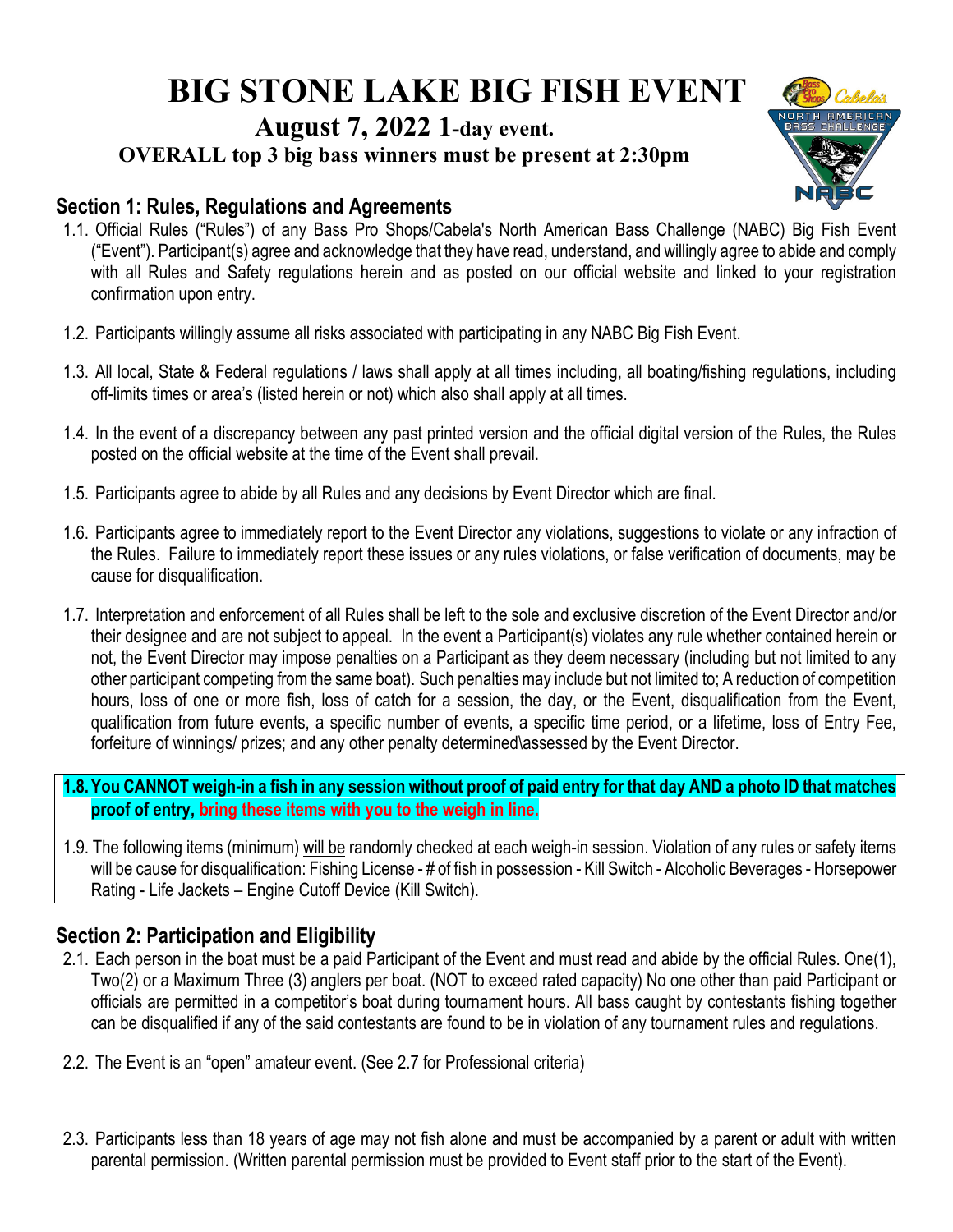# BIG STONE LAKE BIG FISH EVENT

## August 7, 2022 1-day event.

### OVERALL top 3 big bass winners must be present at 2:30pm

## Section 1: Rules, Regulations and Agreements

1.1. Official Rules ("Rules") of any Bass Pro Shops/Cabela's North American Bass Challenge (NABC) Big Fish Event ("Event"). Participant(s) agree and acknowledge that they have read, understand, and willingly agree to abide and comply with all Rules and Safety regulations herein and as posted on our official website and linked to your registration confirmation upon entry.

1.2. Participants willingly assume all risks associated with participating in any NABC Big Fish Event.

1.3. All local, State & Federal regulations / laws shall apply at all times including, all boating/fishing regulations, including off-limits times or area's (listed herein or not) which also shall apply at all times.

1.4. In the event of a discrepancy between any past printed version and the official digital version of the Rules, the Rules posted on the official website at the time of the Event shall prevail.

1.5. Participants agree to abide by all Rules and any decisions by Event Director which are final.

1.6. Participants agree to immediately report to the Event Director any violations, suggestions to violate or any infraction of the Rules. Failure to immediately report these issues or any rules violations, or false verification of documents, may be cause for disqualification.

1.7. Interpretation and enforcement of all Rules shall be left to the sole and exclusive discretion of the Event Director and/or their designee and are not subject to appeal. In the event a Participant(s) violates any rule whether contained herein or not, the Event Director may impose penalties on a Participant as they deem necessary (including but not limited to any other participant competing from the same boat). Such penalties may include but not limited to; A reduction of competition hours, loss of one or more fish, loss of catch for a session, the day, or the Event, disqualification from the Event, qualification from future events, a specific number of events, a specific time period, or a lifetime, loss of Entry Fee, forfeiture of winnings/ prizes; and any other penalty determined\assessed by the Event Director.

**1.8. You CANNOT weigh-in a fish in any session without proof of paid entry for that day AND a photo ID that matches proof of entry, bring these items with you to the weigh in line.**

1.9. The following items (minimum) will be randomly checked at each weigh-in session. Violation of any rules or safety items will be cause for disqualification: Fishing License - # of fish in possession - Kill Switch - Alcoholic Beverages - Horsepower Rating - Life Jackets – Engine Cutoff Device (Kill Switch).

## Section 2: Participation and Eligibility

2.1. Each person in the boat must be a paid Participant of the Event and must read and abide by the official Rules. One(1), Two(2) or a Maximum Three (3) anglers per boat. (NOT to exceed rated capacity) No one other than paid Participant or officials are permitted in a competitor's boat during tournament hours. All bass caught by contestants fishing together can be disqualified if any of the said contestants are found to be in violation of any tournament rules and regulations.

2.2. The Event is an "open" amateur event. (See 2.7 for Professional criteria)

2.3. Participants less than 18 years of age may not fish alone and must be accompanied by a parent or adult with written parental permission. (Written parental permission must be provided to Event staff prior to the start of the Event).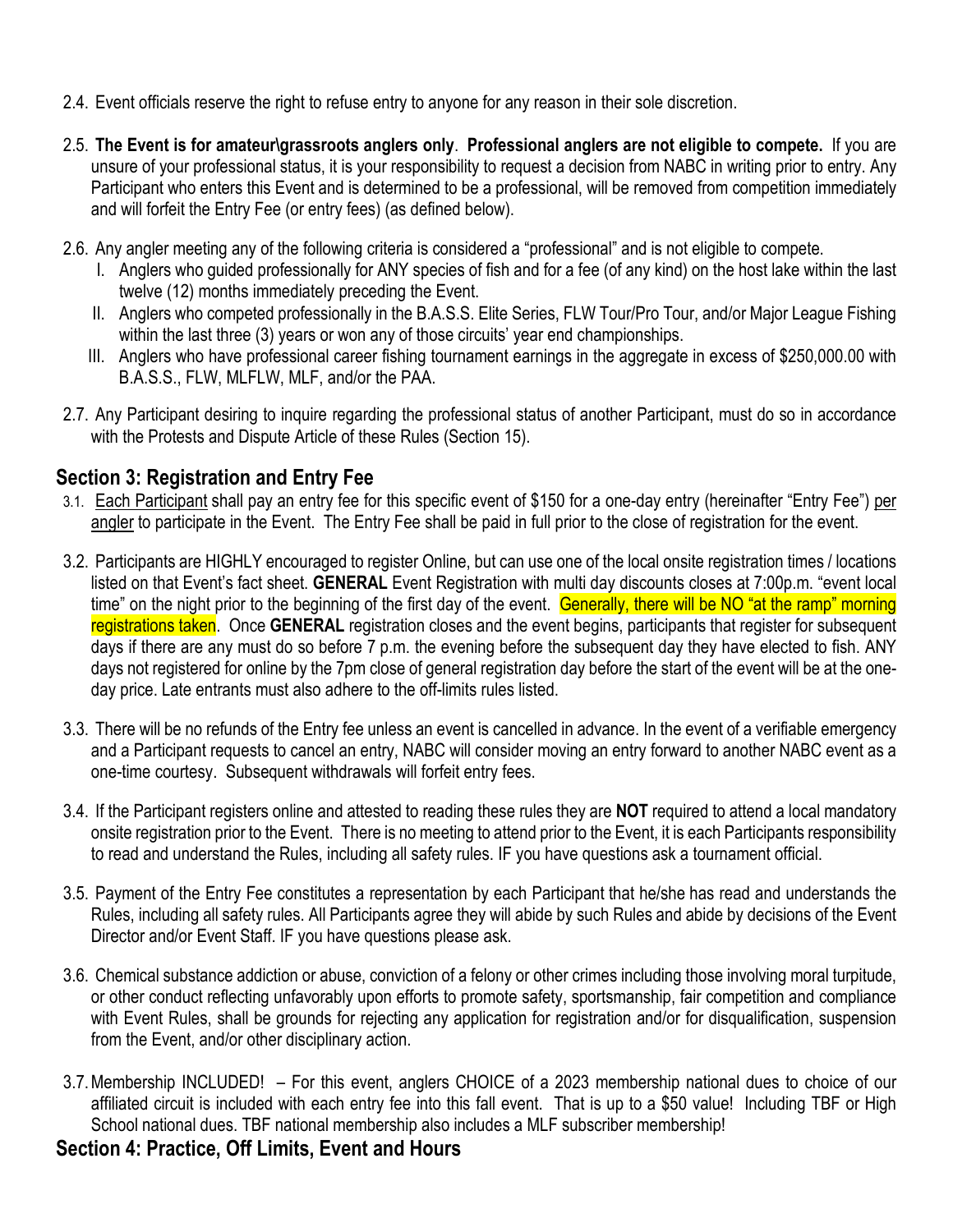2.4. Event officials reserve the right to refuse entry to anyone for any reason in their sole discretion.

2.5. **The Event is for amateur\grassroots anglers only**. **Professional anglers are not eligible to compete.** If you are unsure of your professional status, it is your responsibility to request a decision from NABC in writing prior to entry. Any Participant who enters this Event and is determined to be a professional, will be removed from competition immediately and will forfeit the Entry Fee (or entry fees) (as defined below).

2.6. Any angler meeting any of the following criteria is considered a "professional" and is not eligible to compete.

I. Anglers who guided professionally for ANY species of fish and for a fee (of any kind) on the host lake within the last twelve (12) months immediately preceding the Event.

II. Anglers who competed professionally in the B.A.S.S. Elite Series, FLW Tour/Pro Tour, and/or Major League Fishing within the last three (3) years or won any of those circuits' year end championships.

III. Anglers who have professional career fishing tournament earnings in the aggregate in excess of $250,000.00 with B.A.S.S., FLW, MLFLW, MLF, and/or the PAA.

2.7. Any Participant desiring to inquire regarding the professional status of another Participant, must do so in accordance with the Protests and Dispute Article of these Rules (Section 15).

## Section 3: Registration and Entry Fee

3.1. <u>Each Participant</u> shall pay an entry fee for this specific event of $150 for a one-day entry (hereinafter "Entry Fee") <u>per angler</u> to participate in the Event. The Entry Fee shall be paid in full prior to the close of registration for the event.

3.2. Participants are HIGHLY encouraged to register Online, but can use one of the local onsite registration times / locations listed on that Event's fact sheet. **GENERAL** Event Registration with multi day discounts closes at 7:00p.m. "event local time" on the night prior to the beginning of the first day of the event. Generally, there will be NO "at the ramp" morning registrations taken. Once **GENERAL** registration closes and the event begins, participants that register for subsequent days if there are any must do so before 7 p.m. the evening before the subsequent day they have elected to fish. ANY days not registered for online by the 7pm close of general registration day before the start of the event will be at the one-day price. Late entrants must also adhere to the off-limits rules listed.

3.3. There will be no refunds of the Entry fee unless an event is cancelled in advance. In the event of a verifiable emergency and a Participant requests to cancel an entry, NABC will consider moving an entry forward to another NABC event as a one-time courtesy. Subsequent withdrawals will forfeit entry fees.

3.4. If the Participant registers online and attested to reading these rules they are **NOT** required to attend a local mandatory onsite registration prior to the Event. There is no meeting to attend prior to the Event, it is each Participants responsibility to read and understand the Rules, including all safety rules. IF you have questions ask a tournament official.

3.5. Payment of the Entry Fee constitutes a representation by each Participant that he/she has read and understands the Rules, including all safety rules. All Participants agree they will abide by such Rules and abide by decisions of the Event Director and/or Event Staff. IF you have questions please ask.

3.6. Chemical substance addiction or abuse, conviction of a felony or other crimes including those involving moral turpitude, or other conduct reflecting unfavorably upon efforts to promote safety, sportsmanship, fair competition and compliance with Event Rules, shall be grounds for rejecting any application for registration and/or for disqualification, suspension from the Event, and/or other disciplinary action.

3.7. Membership INCLUDED! – For this event, anglers CHOICE of a 2023 membership national dues to choice of our affiliated circuit is included with each entry fee into this fall event. That is up to a $50 value! Including TBF or High School national dues. TBF national membership also includes a MLF subscriber membership!

## Section 4: Practice, Off Limits, Event and Hours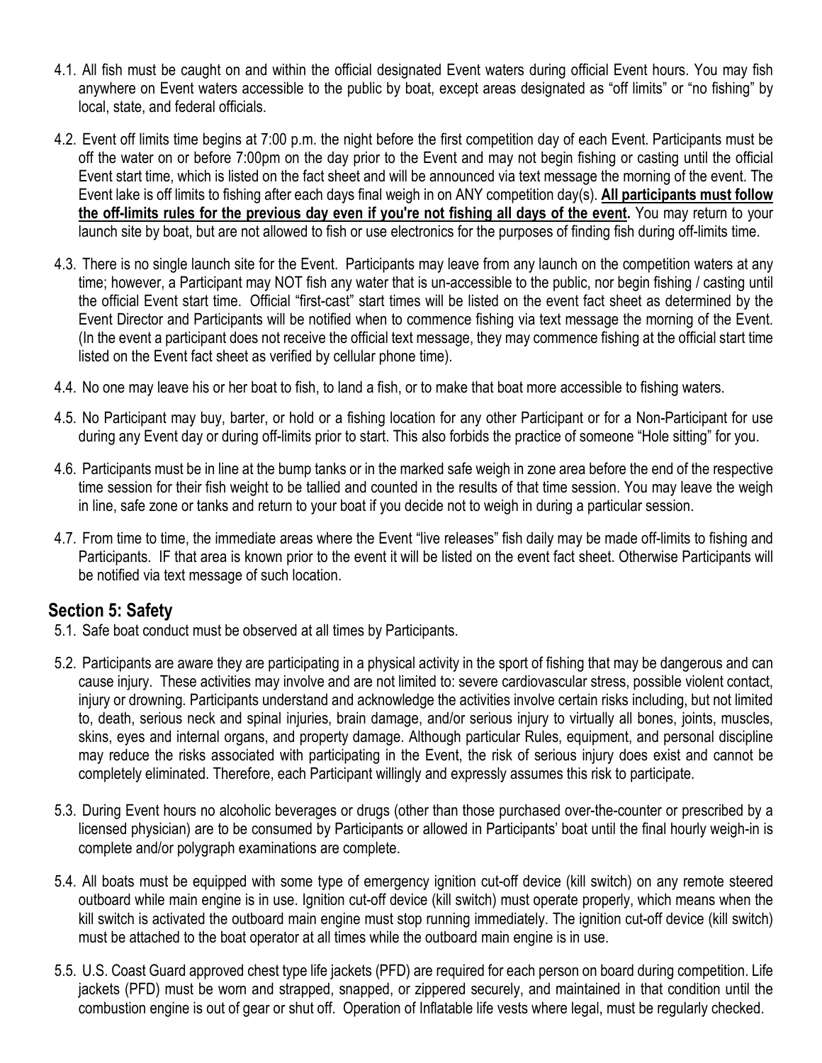4.1. All fish must be caught on and within the official designated Event waters during official Event hours. You may fish anywhere on Event waters accessible to the public by boat, except areas designated as "off limits" or "no fishing" by local, state, and federal officials.

4.2. Event off limits time begins at 7:00 p.m. the night before the first competition day of each Event. Participants must be off the water on or before 7:00pm on the day prior to the Event and may not begin fishing or casting until the official Event start time, which is listed on the fact sheet and will be announced via text message the morning of the event. The Event lake is off limits to fishing after each days final weigh in on ANY competition day(s). **All participants must follow the off-limits rules for the previous day even if you're not fishing all days of the event.** You may return to your launch site by boat, but are not allowed to fish or use electronics for the purposes of finding fish during off-limits time.

4.3. There is no single launch site for the Event. Participants may leave from any launch on the competition waters at any time; however, a Participant may NOT fish any water that is un-accessible to the public, nor begin fishing / casting until the official Event start time. Official "first-cast" start times will be listed on the event fact sheet as determined by the Event Director and Participants will be notified when to commence fishing via text message the morning of the Event. (In the event a participant does not receive the official text message, they may commence fishing at the official start time listed on the Event fact sheet as verified by cellular phone time).

4.4. No one may leave his or her boat to fish, to land a fish, or to make that boat more accessible to fishing waters.

4.5. No Participant may buy, barter, or hold or a fishing location for any other Participant or for a Non-Participant for use during any Event day or during off-limits prior to start. This also forbids the practice of someone "Hole sitting" for you.

4.6. Participants must be in line at the bump tanks or in the marked safe weigh in zone area before the end of the respective time session for their fish weight to be tallied and counted in the results of that time session. You may leave the weigh in line, safe zone or tanks and return to your boat if you decide not to weigh in during a particular session.

4.7. From time to time, the immediate areas where the Event "live releases" fish daily may be made off-limits to fishing and Participants. IF that area is known prior to the event it will be listed on the event fact sheet. Otherwise Participants will be notified via text message of such location.

## Section 5: Safety

5.1. Safe boat conduct must be observed at all times by Participants.

5.2. Participants are aware they are participating in a physical activity in the sport of fishing that may be dangerous and can cause injury. These activities may involve and are not limited to: severe cardiovascular stress, possible violent contact, injury or drowning. Participants understand and acknowledge the activities involve certain risks including, but not limited to, death, serious neck and spinal injuries, brain damage, and/or serious injury to virtually all bones, joints, muscles, skins, eyes and internal organs, and property damage. Although particular Rules, equipment, and personal discipline may reduce the risks associated with participating in the Event, the risk of serious injury does exist and cannot be completely eliminated. Therefore, each Participant willingly and expressly assumes this risk to participate.

5.3. During Event hours no alcoholic beverages or drugs (other than those purchased over-the-counter or prescribed by a licensed physician) are to be consumed by Participants or allowed in Participants' boat until the final hourly weigh-in is complete and/or polygraph examinations are complete.

5.4. All boats must be equipped with some type of emergency ignition cut-off device (kill switch) on any remote steered outboard while main engine is in use. Ignition cut-off device (kill switch) must operate properly, which means when the kill switch is activated the outboard main engine must stop running immediately. The ignition cut-off device (kill switch) must be attached to the boat operator at all times while the outboard main engine is in use.

5.5. U.S. Coast Guard approved chest type life jackets (PFD) are required for each person on board during competition. Life jackets (PFD) must be worn and strapped, snapped, or zippered securely, and maintained in that condition until the combustion engine is out of gear or shut off. Operation of Inflatable life vests where legal, must be regularly checked.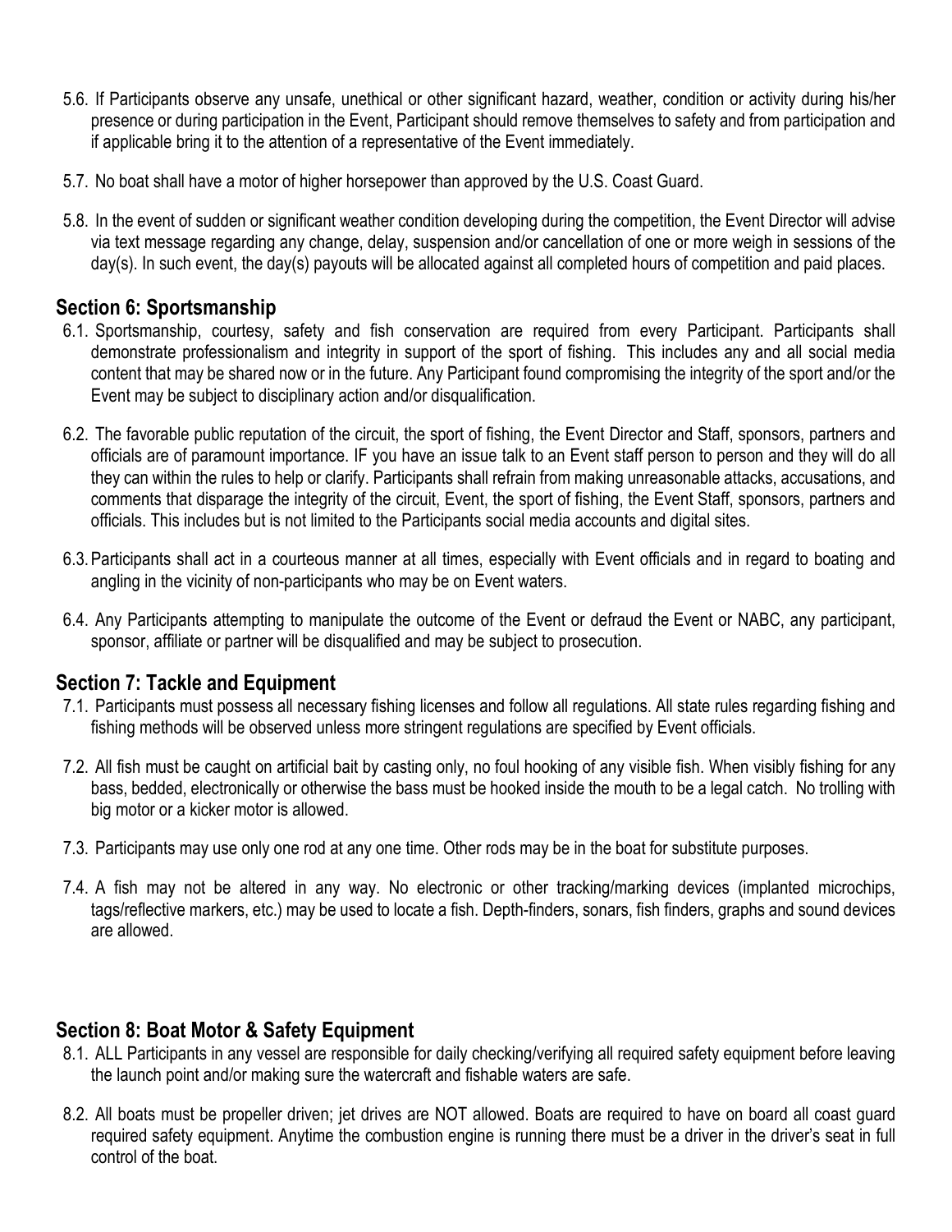5.6. If Participants observe any unsafe, unethical or other significant hazard, weather, condition or activity during his/her presence or during participation in the Event, Participant should remove themselves to safety and from participation and if applicable bring it to the attention of a representative of the Event immediately.

5.7. No boat shall have a motor of higher horsepower than approved by the U.S. Coast Guard.

5.8. In the event of sudden or significant weather condition developing during the competition, the Event Director will advise via text message regarding any change, delay, suspension and/or cancellation of one or more weigh in sessions of the day(s). In such event, the day(s) payouts will be allocated against all completed hours of competition and paid places.

## Section 6: Sportsmanship

6.1. Sportsmanship, courtesy, safety and fish conservation are required from every Participant. Participants shall demonstrate professionalism and integrity in support of the sport of fishing. This includes any and all social media content that may be shared now or in the future. Any Participant found compromising the integrity of the sport and/or the Event may be subject to disciplinary action and/or disqualification.

6.2. The favorable public reputation of the circuit, the sport of fishing, the Event Director and Staff, sponsors, partners and officials are of paramount importance. IF you have an issue talk to an Event staff person to person and they will do all they can within the rules to help or clarify. Participants shall refrain from making unreasonable attacks, accusations, and comments that disparage the integrity of the circuit, Event, the sport of fishing, the Event Staff, sponsors, partners and officials. This includes but is not limited to the Participants social media accounts and digital sites.

6.3. Participants shall act in a courteous manner at all times, especially with Event officials and in regard to boating and angling in the vicinity of non-participants who may be on Event waters.

6.4. Any Participants attempting to manipulate the outcome of the Event or defraud the Event or NABC, any participant, sponsor, affiliate or partner will be disqualified and may be subject to prosecution.

## Section 7: Tackle and Equipment

7.1. Participants must possess all necessary fishing licenses and follow all regulations. All state rules regarding fishing and fishing methods will be observed unless more stringent regulations are specified by Event officials.

7.2. All fish must be caught on artificial bait by casting only, no foul hooking of any visible fish. When visibly fishing for any bass, bedded, electronically or otherwise the bass must be hooked inside the mouth to be a legal catch. No trolling with big motor or a kicker motor is allowed.

7.3. Participants may use only one rod at any one time. Other rods may be in the boat for substitute purposes.

7.4. A fish may not be altered in any way. No electronic or other tracking/marking devices (implanted microchips, tags/reflective markers, etc.) may be used to locate a fish. Depth-finders, sonars, fish finders, graphs and sound devices are allowed.

## Section 8: Boat Motor & Safety Equipment

8.1. ALL Participants in any vessel are responsible for daily checking/verifying all required safety equipment before leaving the launch point and/or making sure the watercraft and fishable waters are safe.

8.2. All boats must be propeller driven; jet drives are NOT allowed. Boats are required to have on board all coast guard required safety equipment. Anytime the combustion engine is running there must be a driver in the driver's seat in full control of the boat.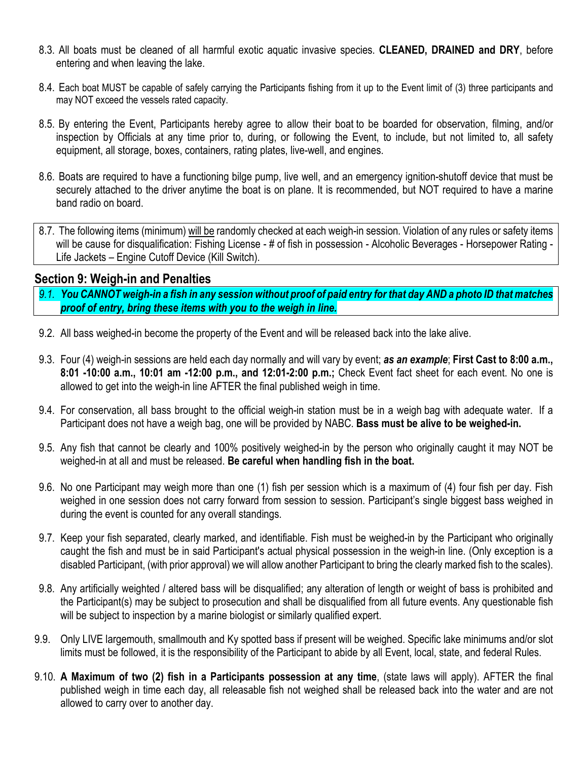8.3. All boats must be cleaned of all harmful exotic aquatic invasive species. **CLEANED, DRAINED and DRY**, before entering and when leaving the lake.

8.4. Each boat MUST be capable of safely carrying the Participants fishing from it up to the Event limit of (3) three participants and may NOT exceed the vessels rated capacity.

8.5. By entering the Event, Participants hereby agree to allow their boat to be boarded for observation, filming, and/or inspection by Officials at any time prior to, during, or following the Event, to include, but not limited to, all safety equipment, all storage, boxes, containers, rating plates, live-well, and engines.

8.6. Boats are required to have a functioning bilge pump, live well, and an emergency ignition-shutoff device that must be securely attached to the driver anytime the boat is on plane. It is recommended, but NOT required to have a marine band radio on board.

8.7. The following items (minimum) will be randomly checked at each weigh-in session. Violation of any rules or safety items will be cause for disqualification: Fishing License - # of fish in possession - Alcoholic Beverages - Horsepower Rating - Life Jackets – Engine Cutoff Device (Kill Switch).

## Section 9: Weigh-in and Penalties

*9.1.* ***You CANNOT weigh-in a fish in any session without proof of paid entry for that day AND a photo ID that matches proof of entry, bring these items with you to the weigh in line.***

9.2. All bass weighed-in become the property of the Event and will be released back into the lake alive.

9.3. Four (4) weigh-in sessions are held each day normally and will vary by event; ***as an example***; **First Cast to 8:00 a.m., 8:01 -10:00 a.m., 10:01 am -12:00 p.m., and 12:01-2:00 p.m.;** Check Event fact sheet for each event. No one is allowed to get into the weigh-in line AFTER the final published weigh in time.

9.4. For conservation, all bass brought to the official weigh-in station must be in a weigh bag with adequate water. If a Participant does not have a weigh bag, one will be provided by NABC. **Bass must be alive to be weighed-in.**

9.5. Any fish that cannot be clearly and 100% positively weighed-in by the person who originally caught it may NOT be weighed-in at all and must be released. **Be careful when handling fish in the boat.**

9.6. No one Participant may weigh more than one (1) fish per session which is a maximum of (4) four fish per day. Fish weighed in one session does not carry forward from session to session. Participant's single biggest bass weighed in during the event is counted for any overall standings.

9.7. Keep your fish separated, clearly marked, and identifiable. Fish must be weighed-in by the Participant who originally caught the fish and must be in said Participant's actual physical possession in the weigh-in line. (Only exception is a disabled Participant, (with prior approval) we will allow another Participant to bring the clearly marked fish to the scales).

9.8. Any artificially weighted / altered bass will be disqualified; any alteration of length or weight of bass is prohibited and the Participant(s) may be subject to prosecution and shall be disqualified from all future events. Any questionable fish will be subject to inspection by a marine biologist or similarly qualified expert.

9.9. Only LIVE largemouth, smallmouth and Ky spotted bass if present will be weighed. Specific lake minimums and/or slot limits must be followed, it is the responsibility of the Participant to abide by all Event, local, state, and federal Rules.

9.10. **A Maximum of two (2) fish in a Participants possession at any time**, (state laws will apply). AFTER the final published weigh in time each day, all releasable fish not weighed shall be released back into the water and are not allowed to carry over to another day.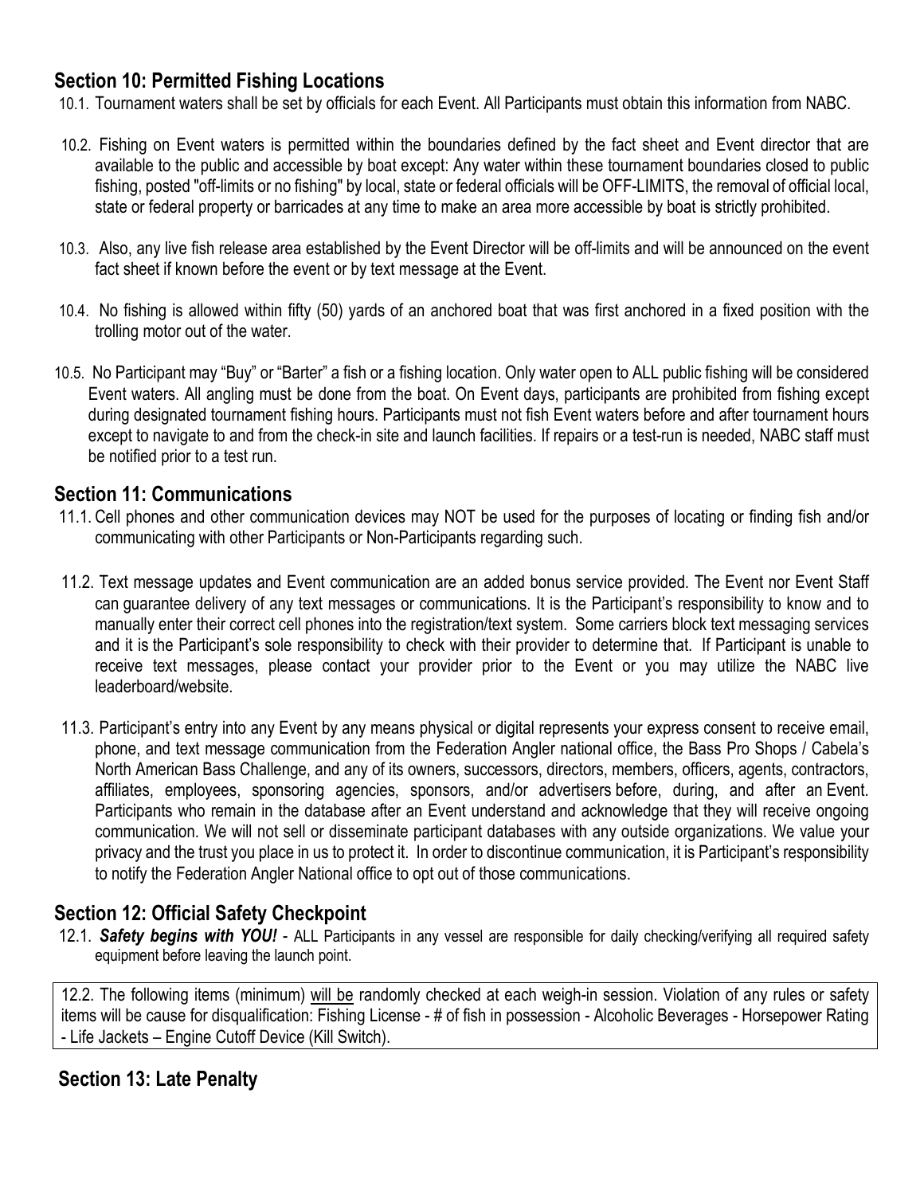## Section 10: Permitted Fishing Locations

10.1. Tournament waters shall be set by officials for each Event. All Participants must obtain this information from NABC.

10.2. Fishing on Event waters is permitted within the boundaries defined by the fact sheet and Event director that are available to the public and accessible by boat except: Any water within these tournament boundaries closed to public fishing, posted "off-limits or no fishing" by local, state or federal officials will be OFF-LIMITS, the removal of official local, state or federal property or barricades at any time to make an area more accessible by boat is strictly prohibited.

10.3. Also, any live fish release area established by the Event Director will be off-limits and will be announced on the event fact sheet if known before the event or by text message at the Event.

10.4. No fishing is allowed within fifty (50) yards of an anchored boat that was first anchored in a fixed position with the trolling motor out of the water.

10.5. No Participant may "Buy" or "Barter" a fish or a fishing location. Only water open to ALL public fishing will be considered Event waters. All angling must be done from the boat. On Event days, participants are prohibited from fishing except during designated tournament fishing hours. Participants must not fish Event waters before and after tournament hours except to navigate to and from the check-in site and launch facilities. If repairs or a test-run is needed, NABC staff must be notified prior to a test run.

## Section 11: Communications

11.1. Cell phones and other communication devices may NOT be used for the purposes of locating or finding fish and/or communicating with other Participants or Non-Participants regarding such.

11.2. Text message updates and Event communication are an added bonus service provided. The Event nor Event Staff can guarantee delivery of any text messages or communications. It is the Participant's responsibility to know and to manually enter their correct cell phones into the registration/text system. Some carriers block text messaging services and it is the Participant's sole responsibility to check with their provider to determine that. If Participant is unable to receive text messages, please contact your provider prior to the Event or you may utilize the NABC live leaderboard/website.

11.3. Participant's entry into any Event by any means physical or digital represents your express consent to receive email, phone, and text message communication from the Federation Angler national office, the Bass Pro Shops / Cabela's North American Bass Challenge, and any of its owners, successors, directors, members, officers, agents, contractors, affiliates, employees, sponsoring agencies, sponsors, and/or advertisers before, during, and after an Event. Participants who remain in the database after an Event understand and acknowledge that they will receive ongoing communication. We will not sell or disseminate participant databases with any outside organizations. We value your privacy and the trust you place in us to protect it. In order to discontinue communication, it is Participant's responsibility to notify the Federation Angler National office to opt out of those communications.

## Section 12: Official Safety Checkpoint

12.1. ***Safety begins with YOU!*** - ALL Participants in any vessel are responsible for daily checking/verifying all required safety equipment before leaving the launch point.

12.2. The following items (minimum) will be randomly checked at each weigh-in session. Violation of any rules or safety items will be cause for disqualification: Fishing License - # of fish in possession - Alcoholic Beverages - Horsepower Rating - Life Jackets – Engine Cutoff Device (Kill Switch).

## Section 13: Late Penalty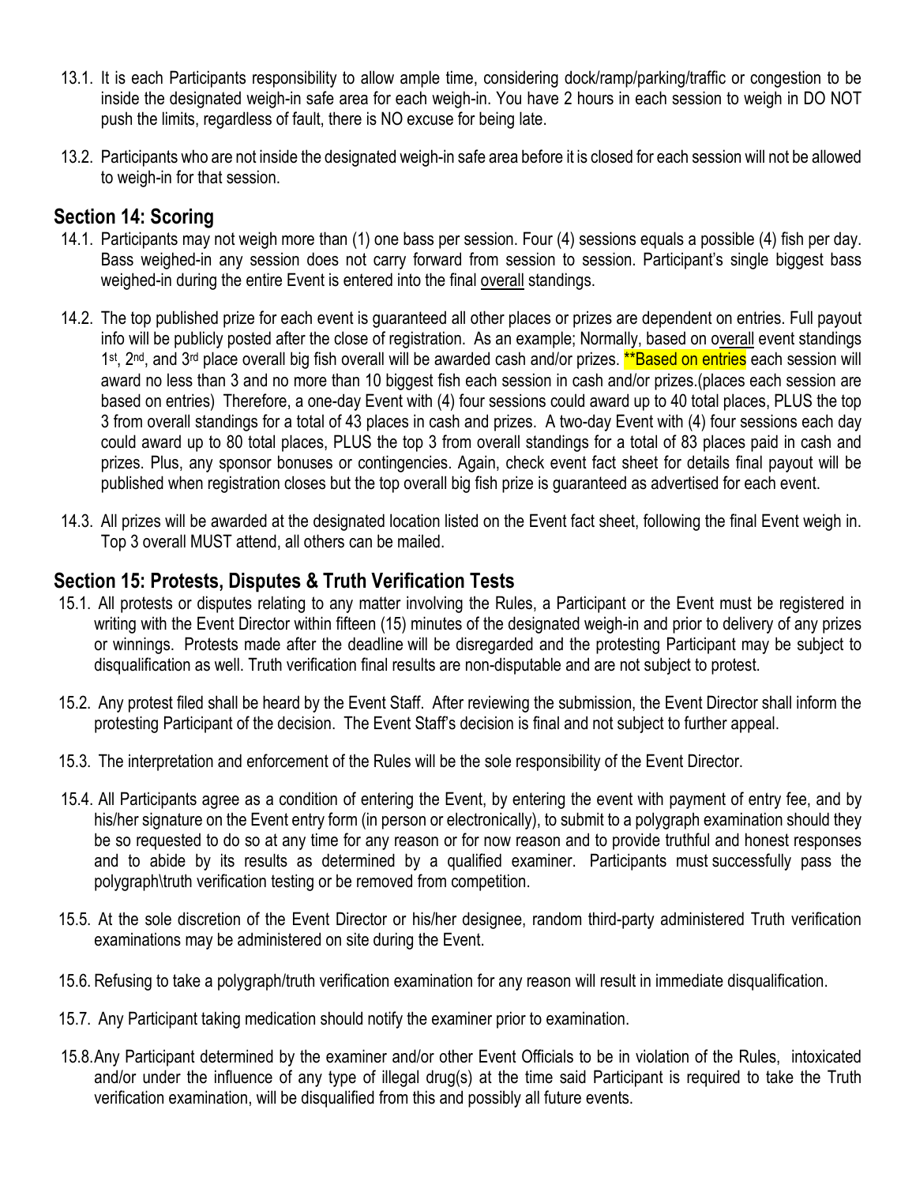13.1. It is each Participants responsibility to allow ample time, considering dock/ramp/parking/traffic or congestion to be inside the designated weigh-in safe area for each weigh-in. You have 2 hours in each session to weigh in DO NOT push the limits, regardless of fault, there is NO excuse for being late.

13.2. Participants who are not inside the designated weigh-in safe area before it is closed for each session will not be allowed to weigh-in for that session.

## Section 14: Scoring

14.1. Participants may not weigh more than (1) one bass per session. Four (4) sessions equals a possible (4) fish per day. Bass weighed-in any session does not carry forward from session to session. Participant's single biggest bass weighed-in during the entire Event is entered into the final overall standings.

14.2. The top published prize for each event is guaranteed all other places or prizes are dependent on entries. Full payout info will be publicly posted after the close of registration. As an example; Normally, based on overall event standings 1st, 2nd, and 3rd place overall big fish overall will be awarded cash and/or prizes. **Based on entries each session will award no less than 3 and no more than 10 biggest fish each session in cash and/or prizes.(places each session are based on entries) Therefore, a one-day Event with (4) four sessions could award up to 40 total places, PLUS the top 3 from overall standings for a total of 43 places in cash and prizes. A two-day Event with (4) four sessions each day could award up to 80 total places, PLUS the top 3 from overall standings for a total of 83 places paid in cash and prizes. Plus, any sponsor bonuses or contingencies. Again, check event fact sheet for details final payout will be published when registration closes but the top overall big fish prize is guaranteed as advertised for each event.

14.3. All prizes will be awarded at the designated location listed on the Event fact sheet, following the final Event weigh in. Top 3 overall MUST attend, all others can be mailed.

## Section 15: Protests, Disputes & Truth Verification Tests

15.1. All protests or disputes relating to any matter involving the Rules, a Participant or the Event must be registered in writing with the Event Director within fifteen (15) minutes of the designated weigh-in and prior to delivery of any prizes or winnings. Protests made after the deadline will be disregarded and the protesting Participant may be subject to disqualification as well. Truth verification final results are non-disputable and are not subject to protest.

15.2. Any protest filed shall be heard by the Event Staff. After reviewing the submission, the Event Director shall inform the protesting Participant of the decision. The Event Staff's decision is final and not subject to further appeal.

15.3. The interpretation and enforcement of the Rules will be the sole responsibility of the Event Director.

15.4. All Participants agree as a condition of entering the Event, by entering the event with payment of entry fee, and by his/her signature on the Event entry form (in person or electronically), to submit to a polygraph examination should they be so requested to do so at any time for any reason or for now reason and to provide truthful and honest responses and to abide by its results as determined by a qualified examiner. Participants must successfully pass the polygraph\truth verification testing or be removed from competition.

15.5. At the sole discretion of the Event Director or his/her designee, random third-party administered Truth verification examinations may be administered on site during the Event.

15.6. Refusing to take a polygraph/truth verification examination for any reason will result in immediate disqualification.

15.7. Any Participant taking medication should notify the examiner prior to examination.

15.8. Any Participant determined by the examiner and/or other Event Officials to be in violation of the Rules, intoxicated and/or under the influence of any type of illegal drug(s) at the time said Participant is required to take the Truth verification examination, will be disqualified from this and possibly all future events.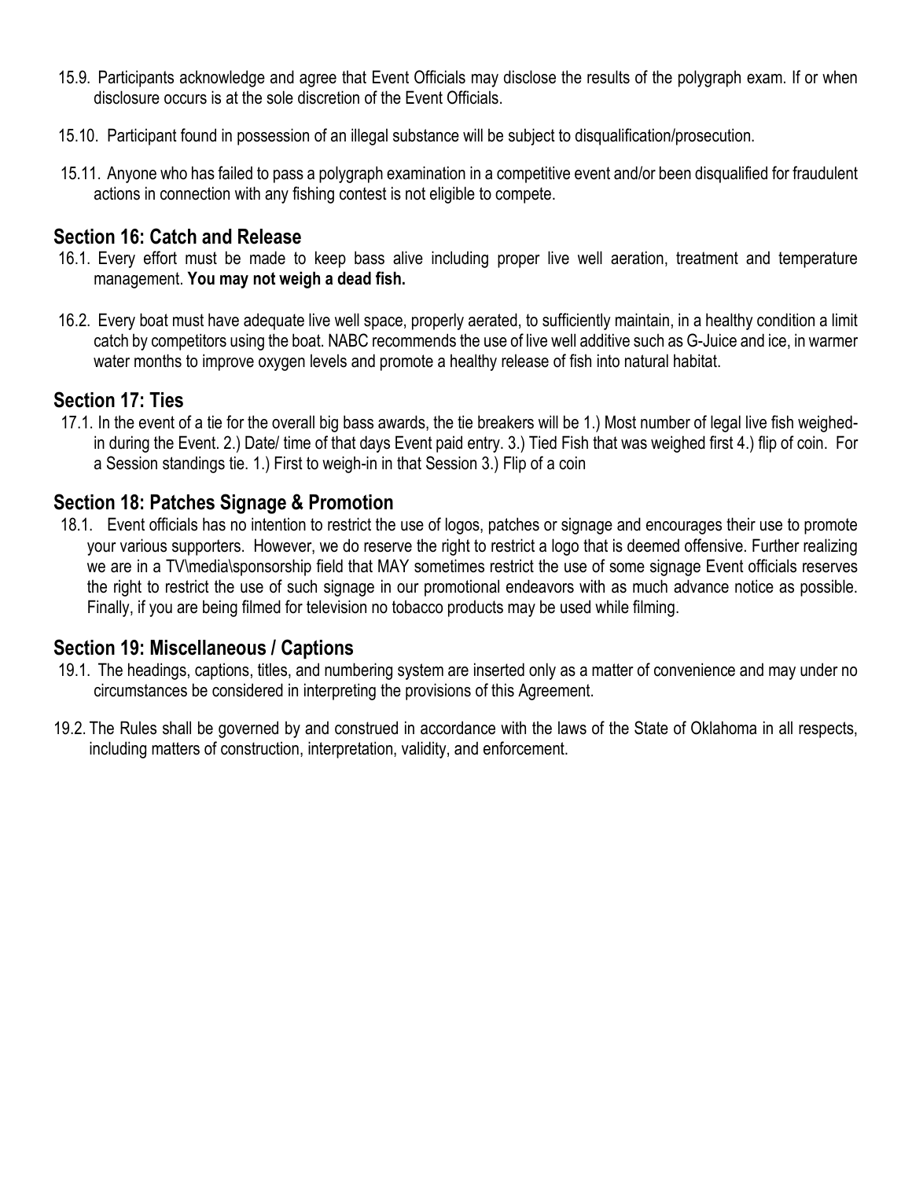15.9. Participants acknowledge and agree that Event Officials may disclose the results of the polygraph exam. If or when disclosure occurs is at the sole discretion of the Event Officials.

15.10. Participant found in possession of an illegal substance will be subject to disqualification/prosecution.

15.11. Anyone who has failed to pass a polygraph examination in a competitive event and/or been disqualified for fraudulent actions in connection with any fishing contest is not eligible to compete.

## Section 16: Catch and Release

16.1. Every effort must be made to keep bass alive including proper live well aeration, treatment and temperature management. **You may not weigh a dead fish.**

16.2. Every boat must have adequate live well space, properly aerated, to sufficiently maintain, in a healthy condition a limit catch by competitors using the boat. NABC recommends the use of live well additive such as G-Juice and ice, in warmer water months to improve oxygen levels and promote a healthy release of fish into natural habitat.

## Section 17: Ties

17.1. In the event of a tie for the overall big bass awards, the tie breakers will be 1.) Most number of legal live fish weighed-in during the Event. 2.) Date/ time of that days Event paid entry. 3.) Tied Fish that was weighed first 4.) flip of coin. For a Session standings tie. 1.) First to weigh-in in that Session 3.) Flip of a coin

## Section 18: Patches Signage & Promotion

18.1. Event officials has no intention to restrict the use of logos, patches or signage and encourages their use to promote your various supporters. However, we do reserve the right to restrict a logo that is deemed offensive. Further realizing we are in a TV\media\sponsorship field that MAY sometimes restrict the use of some signage Event officials reserves the right to restrict the use of such signage in our promotional endeavors with as much advance notice as possible. Finally, if you are being filmed for television no tobacco products may be used while filming.

## Section 19: Miscellaneous / Captions

19.1. The headings, captions, titles, and numbering system are inserted only as a matter of convenience and may under no circumstances be considered in interpreting the provisions of this Agreement.

19.2. The Rules shall be governed by and construed in accordance with the laws of the State of Oklahoma in all respects, including matters of construction, interpretation, validity, and enforcement.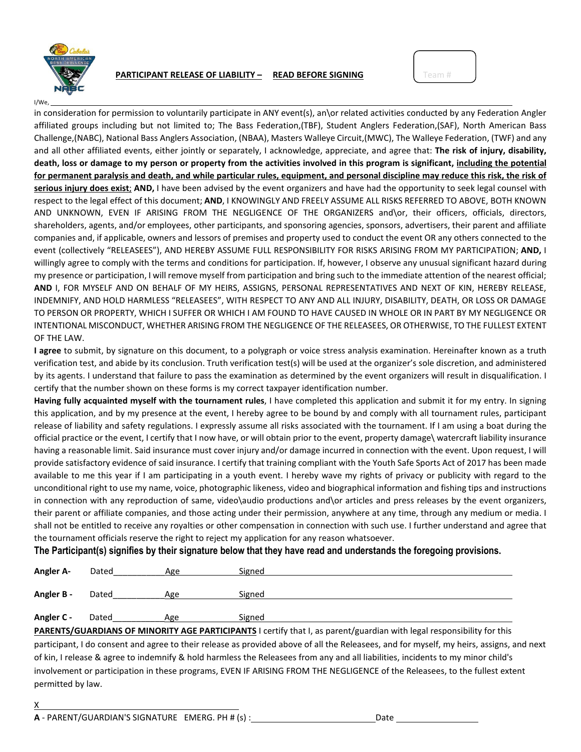**PARTICIPANT RELEASE OF LIABILITY – READ BEFORE SIGNING**

Team #

I/We, ________________________________________________________________________________

in consideration for permission to voluntarily participate in ANY event(s), an\or related activities conducted by any Federation Angler affiliated groups including but not limited to; The Bass Federation,(TBF), Student Anglers Federation,(SAF), North American Bass Challenge,(NABC), National Bass Anglers Association, (NBAA), Masters Walleye Circuit,(MWC), The Walleye Federation, (TWF) and any and all other affiliated events, either jointly or separately, I acknowledge, appreciate, and agree that: **The risk of injury, disability, death, loss or damage to my person or property from the activities involved in this program is significant, including the potential for permanent paralysis and death, and while particular rules, equipment, and personal discipline may reduce this risk, the risk of serious injury does exist**; **AND,** I have been advised by the event organizers and have had the opportunity to seek legal counsel with respect to the legal effect of this document; **AND**, I KNOWINGLY AND FREELY ASSUME ALL RISKS REFERRED TO ABOVE, BOTH KNOWN AND UNKNOWN, EVEN IF ARISING FROM THE NEGLIGENCE OF THE ORGANIZERS and\or, their officers, officials, directors, shareholders, agents, and/or employees, other participants, and sponsoring agencies, sponsors, advertisers, their parent and affiliate companies and, if applicable, owners and lessors of premises and property used to conduct the event OR any others connected to the event (collectively "RELEASEES"), AND HEREBY ASSUME FULL RESPONSIBILITY FOR RISKS ARISING FROM MY PARTICIPATION; **AND,** I willingly agree to comply with the terms and conditions for participation. If, however, I observe any unusual significant hazard during my presence or participation, I will remove myself from participation and bring such to the immediate attention of the nearest official; **AND** I, FOR MYSELF AND ON BEHALF OF MY HEIRS, ASSIGNS, PERSONAL REPRESENTATIVES AND NEXT OF KIN, HEREBY RELEASE, INDEMNIFY, AND HOLD HARMLESS "RELEASEES", WITH RESPECT TO ANY AND ALL INJURY, DISABILITY, DEATH, OR LOSS OR DAMAGE TO PERSON OR PROPERTY, WHICH I SUFFER OR WHICH I AM FOUND TO HAVE CAUSED IN WHOLE OR IN PART BY MY NEGLIGENCE OR INTENTIONAL MISCONDUCT, WHETHER ARISING FROM THE NEGLIGENCE OF THE RELEASEES, OR OTHERWISE, TO THE FULLEST EXTENT OF THE LAW.

**I agree** to submit, by signature on this document, to a polygraph or voice stress analysis examination. Hereinafter known as a truth verification test, and abide by its conclusion. Truth verification test(s) will be used at the organizer's sole discretion, and administered by its agents. I understand that failure to pass the examination as determined by the event organizers will result in disqualification. I certify that the number shown on these forms is my correct taxpayer identification number.

**Having fully acquainted myself with the tournament rules**, I have completed this application and submit it for my entry. In signing this application, and by my presence at the event, I hereby agree to be bound by and comply with all tournament rules, participant release of liability and safety regulations. I expressly assume all risks associated with the tournament. If I am using a boat during the official practice or the event, I certify that I now have, or will obtain prior to the event, property damage\ watercraft liability insurance having a reasonable limit. Said insurance must cover injury and/or damage incurred in connection with the event. Upon request, I will provide satisfactory evidence of said insurance. I certify that training compliant with the Youth Safe Sports Act of 2017 has been made available to me this year if I am participating in a youth event. I hereby wave my rights of privacy or publicity with regard to the unconditional right to use my name, voice, photographic likeness, video and biographical information and fishing tips and instructions in connection with any reproduction of same, video\audio productions and\or articles and press releases by the event organizers, their parent or affiliate companies, and those acting under their permission, anywhere at any time, through any medium or media. I shall not be entitled to receive any royalties or other compensation in connection with such use. I further understand and agree that the tournament officials reserve the right to reject my application for any reason whatsoever.

**The Participant(s) signifies by their signature below that they have read and understands the foregoing provisions.**

**Angler A-** Dated___________ Age ____________ Signed ______________________________________________

**Angler B -** Dated___________ Age ____________ Signed ______________________________________________

**Angler C -** Dated___________ Age ____________ Signed ______________________________________________

**PARENTS/GUARDIANS OF MINORITY AGE PARTICIPANTS** I certify that I, as parent/guardian with legal responsibility for this participant, I do consent and agree to their release as provided above of all the Releasees, and for myself, my heirs, assigns, and next of kin, I release & agree to indemnify & hold harmless the Releasees from any and all liabilities, incidents to my minor child's involvement or participation in these programs, EVEN IF ARISING FROM THE NEGLIGENCE of the Releasees, to the fullest extent permitted by law.

X ____________________________________________

**A** - PARENT/GUARDIAN'S SIGNATURE EMERG. PH # (s) : ____________________________ Date __________________